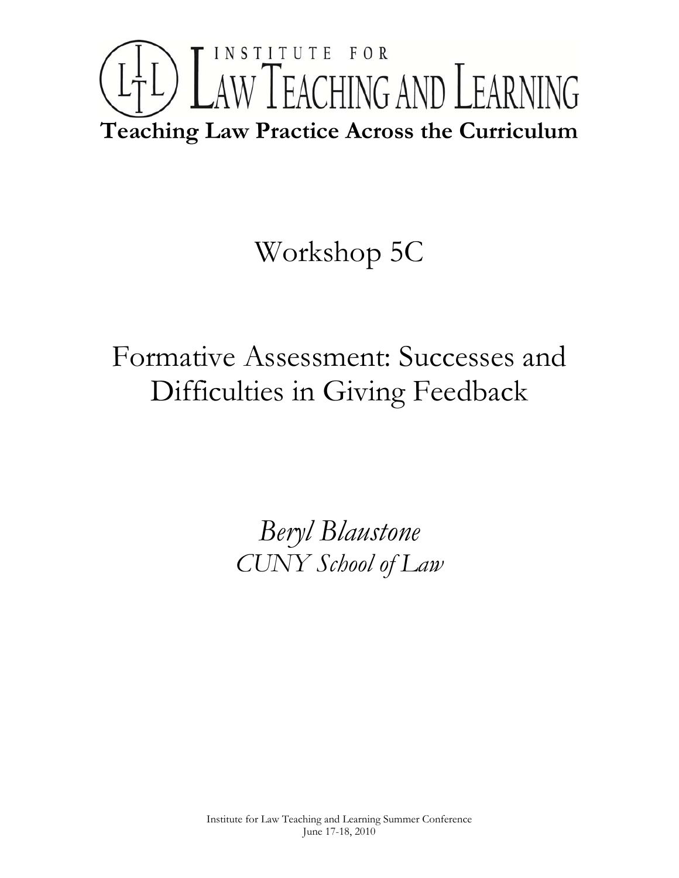# INSTITUTE FOR LAW TEACHING AND LEARNING

**Teaching Law Practice Across the Curriculum**

## Workshop 5C

## Formative Assessment: Successes and Difficulties in Giving Feedback

*Beryl Blaustone*
*CUNY School of Law*

Institute for Law Teaching and Learning Summer Conference
June 17-18, 2010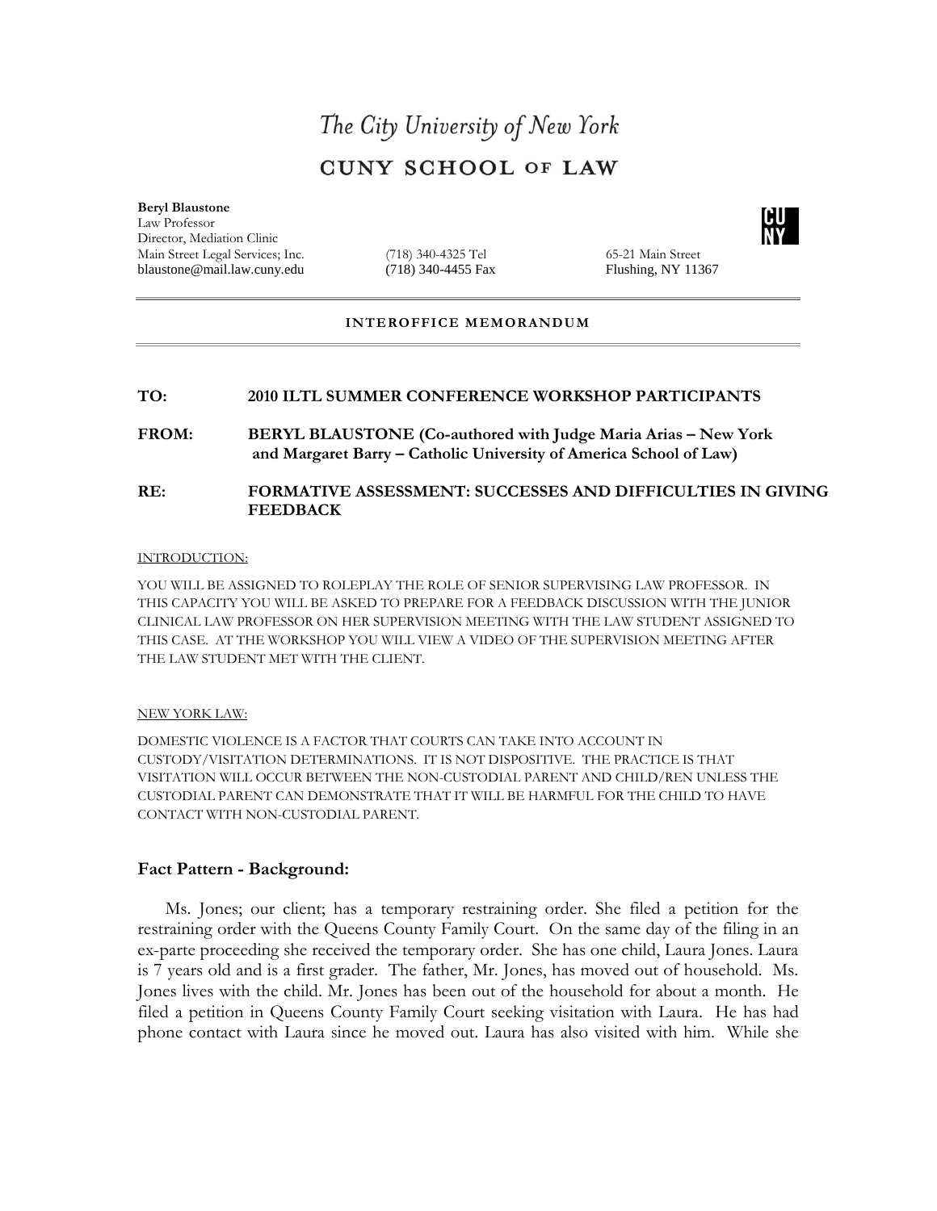# The City University of New York

## CUNY SCHOOL OF LAW

**Beryl Blaustone**
Law Professor
Director, Mediation Clinic
Main Street Legal Services; Inc.
blaustone@mail.law.cuny.edu

(718) 340-4325 Tel
(718) 340-4455 Fax

65-21 Main Street
Flushing, NY 11367

---

**INTEROFFICE MEMORANDUM**

---

**TO:** **2010 ILTL SUMMER CONFERENCE WORKSHOP PARTICIPANTS**

**FROM:** **BERYL BLAUSTONE (Co-authored with Judge Maria Arias – New York and Margaret Barry – Catholic University of America School of Law)**

**RE:** **FORMATIVE ASSESSMENT: SUCCESSES AND DIFFICULTIES IN GIVING FEEDBACK**

INTRODUCTION:

YOU WILL BE ASSIGNED TO ROLEPLAY THE ROLE OF SENIOR SUPERVISING LAW PROFESSOR. IN THIS CAPACITY YOU WILL BE ASKED TO PREPARE FOR A FEEDBACK DISCUSSION WITH THE JUNIOR CLINICAL LAW PROFESSOR ON HER SUPERVISION MEETING WITH THE LAW STUDENT ASSIGNED TO THIS CASE. AT THE WORKSHOP YOU WILL VIEW A VIDEO OF THE SUPERVISION MEETING AFTER THE LAW STUDENT MET WITH THE CLIENT.

NEW YORK LAW:

DOMESTIC VIOLENCE IS A FACTOR THAT COURTS CAN TAKE INTO ACCOUNT IN CUSTODY/VISITATION DETERMINATIONS. IT IS NOT DISPOSITIVE. THE PRACTICE IS THAT VISITATION WILL OCCUR BETWEEN THE NON-CUSTODIAL PARENT AND CHILD/REN UNLESS THE CUSTODIAL PARENT CAN DEMONSTRATE THAT IT WILL BE HARMFUL FOR THE CHILD TO HAVE CONTACT WITH NON-CUSTODIAL PARENT.

### Fact Pattern - Background:

Ms. Jones; our client; has a temporary restraining order. She filed a petition for the restraining order with the Queens County Family Court. On the same day of the filing in an ex-parte proceeding she received the temporary order. She has one child, Laura Jones. Laura is 7 years old and is a first grader. The father, Mr. Jones, has moved out of household. Ms. Jones lives with the child. Mr. Jones has been out of the household for about a month. He filed a petition in Queens County Family Court seeking visitation with Laura. He has had phone contact with Laura since he moved out. Laura has also visited with him. While she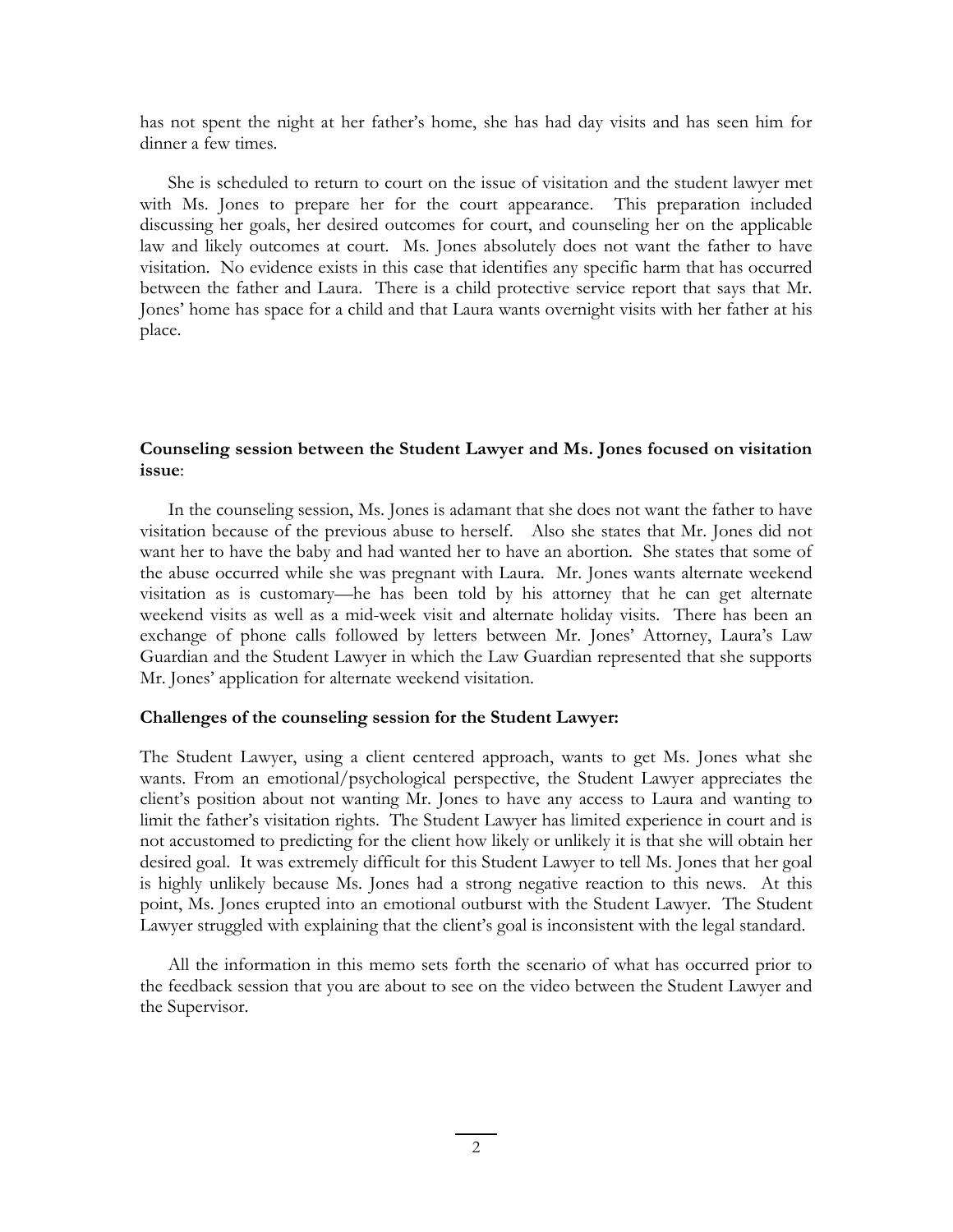has not spent the night at her father's home, she has had day visits and has seen him for dinner a few times.

She is scheduled to return to court on the issue of visitation and the student lawyer met with Ms. Jones to prepare her for the court appearance. This preparation included discussing her goals, her desired outcomes for court, and counseling her on the applicable law and likely outcomes at court. Ms. Jones absolutely does not want the father to have visitation. No evidence exists in this case that identifies any specific harm that has occurred between the father and Laura. There is a child protective service report that says that Mr. Jones' home has space for a child and that Laura wants overnight visits with her father at his place.

**Counseling session between the Student Lawyer and Ms. Jones focused on visitation issue**:

In the counseling session, Ms. Jones is adamant that she does not want the father to have visitation because of the previous abuse to herself. Also she states that Mr. Jones did not want her to have the baby and had wanted her to have an abortion. She states that some of the abuse occurred while she was pregnant with Laura. Mr. Jones wants alternate weekend visitation as is customary—he has been told by his attorney that he can get alternate weekend visits as well as a mid-week visit and alternate holiday visits. There has been an exchange of phone calls followed by letters between Mr. Jones' Attorney, Laura's Law Guardian and the Student Lawyer in which the Law Guardian represented that she supports Mr. Jones' application for alternate weekend visitation.

**Challenges of the counseling session for the Student Lawyer:**

The Student Lawyer, using a client centered approach, wants to get Ms. Jones what she wants. From an emotional/psychological perspective, the Student Lawyer appreciates the client's position about not wanting Mr. Jones to have any access to Laura and wanting to limit the father's visitation rights. The Student Lawyer has limited experience in court and is not accustomed to predicting for the client how likely or unlikely it is that she will obtain her desired goal. It was extremely difficult for this Student Lawyer to tell Ms. Jones that her goal is highly unlikely because Ms. Jones had a strong negative reaction to this news. At this point, Ms. Jones erupted into an emotional outburst with the Student Lawyer. The Student Lawyer struggled with explaining that the client's goal is inconsistent with the legal standard.

All the information in this memo sets forth the scenario of what has occurred prior to the feedback session that you are about to see on the video between the Student Lawyer and the Supervisor.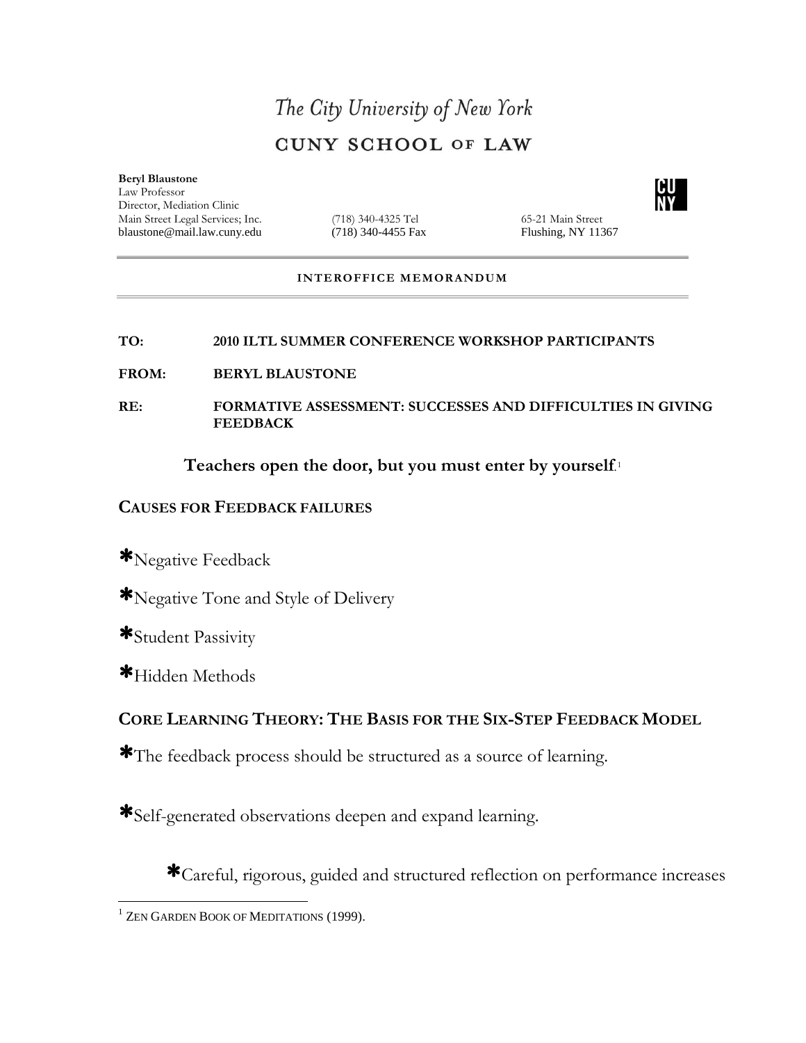# The City University of New York

## CUNY SCHOOL OF LAW

**Beryl Blaustone**
Law Professor
Director, Mediation Clinic
Main Street Legal Services; Inc.
blaustone@mail.law.cuny.edu

(718) 340-4325 Tel
(718) 340-4455 Fax

65-21 Main Street
Flushing, NY 11367

**INTEROFFICE MEMORANDUM**

**TO:** **2010 ILTL SUMMER CONFERENCE WORKSHOP PARTICIPANTS**

**FROM:** **BERYL BLAUSTONE**

**RE:** **FORMATIVE ASSESSMENT: SUCCESSES AND DIFFICULTIES IN GIVING FEEDBACK**

**Teachers open the door, but you must enter by yourself**.[1]

### CAUSES FOR FEEDBACK FAILURES

**✱**Negative Feedback

**✱**Negative Tone and Style of Delivery

**✱**Student Passivity

**✱**Hidden Methods

### CORE LEARNING THEORY: THE BASIS FOR THE SIX-STEP FEEDBACK MODEL

**✱**The feedback process should be structured as a source of learning.

**✱**Self-generated observations deepen and expand learning.

**✱**Careful, rigorous, guided and structured reflection on performance increases

[1] ZEN GARDEN BOOK OF MEDITATIONS (1999).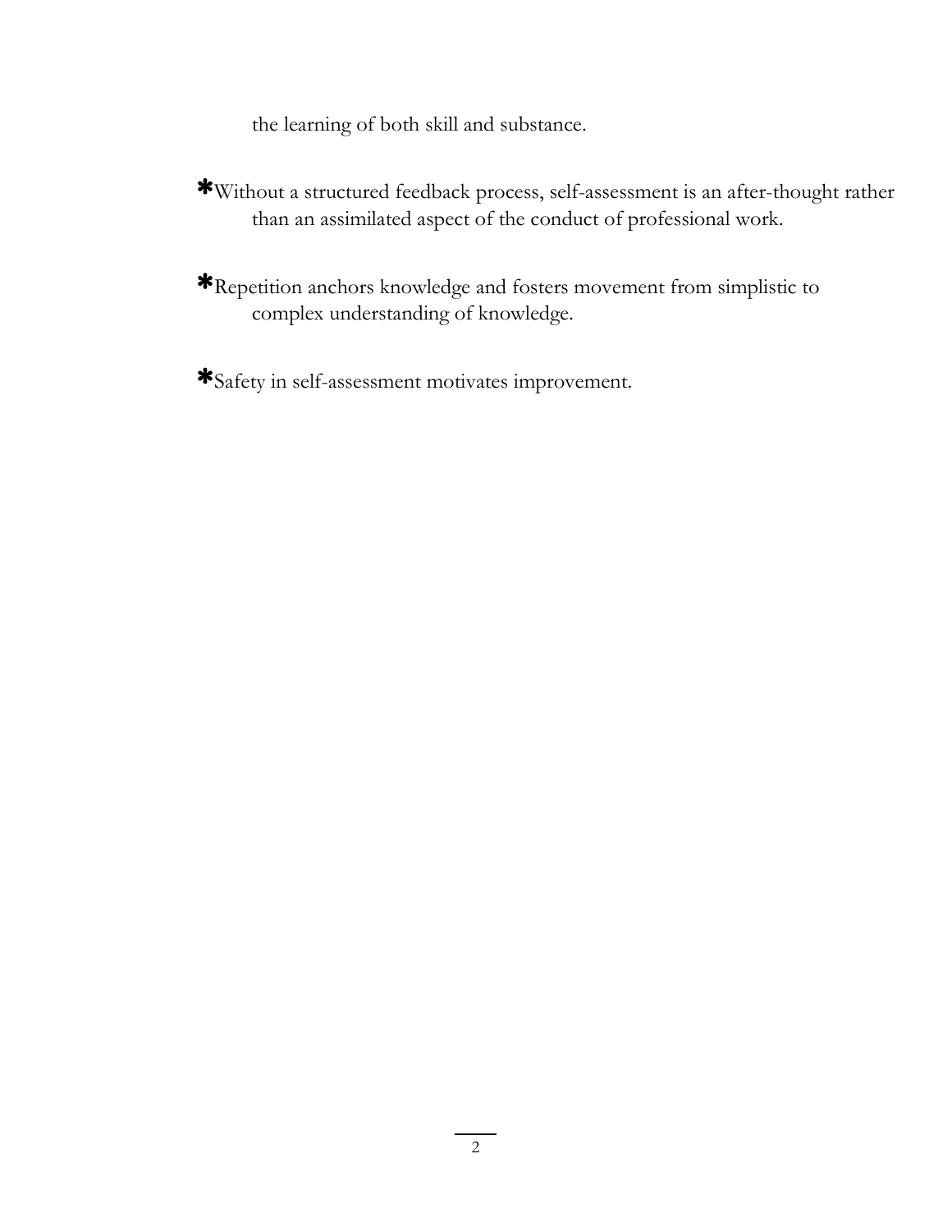the learning of both skill and substance.

- Without a structured feedback process, self-assessment is an after-thought rather than an assimilated aspect of the conduct of professional work.

- Repetition anchors knowledge and fosters movement from simplistic to complex understanding of knowledge.

- Safety in self-assessment motivates improvement.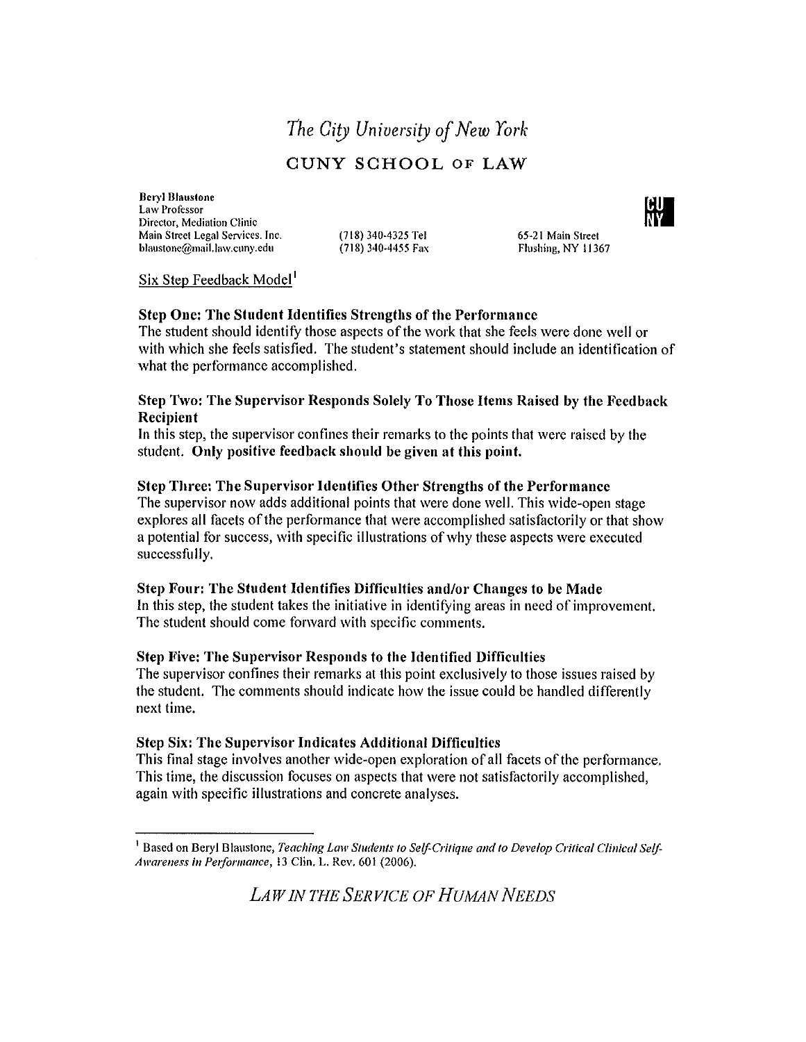# *The City University of New York*

## CUNY SCHOOL OF LAW

**Beryl Blaustone**
Law Professor
Director, Mediation Clinic
Main Street Legal Services. Inc.
blaustone@mail.law.cuny.edu

(718) 340-4325 Tel
(718) 340-4455 Fax

65-21 Main Street
Flushing, NY 11367

Six Step Feedback Model[1]

**Step One: The Student Identifies Strengths of the Performance**

The student should identify those aspects of the work that she feels were done well or with which she feels satisfied. The student's statement should include an identification of what the performance accomplished.

**Step Two: The Supervisor Responds Solely To Those Items Raised by the Feedback Recipient**

In this step, the supervisor confines their remarks to the points that were raised by the student. **Only positive feedback should be given at this point.**

**Step Three: The Supervisor Identifies Other Strengths of the Performance**

The supervisor now adds additional points that were done well. This wide-open stage explores all facets of the performance that were accomplished satisfactorily or that show a potential for success, with specific illustrations of why these aspects were executed successfully.

**Step Four: The Student Identifies Difficulties and/or Changes to be Made**

In this step, the student takes the initiative in identifying areas in need of improvement. The student should come forward with specific comments.

**Step Five: The Supervisor Responds to the Identified Difficulties**

The supervisor confines their remarks at this point exclusively to those issues raised by the student. The comments should indicate how the issue could be handled differently next time.

**Step Six: The Supervisor Indicates Additional Difficulties**

This final stage involves another wide-open exploration of all facets of the performance. This time, the discussion focuses on aspects that were not satisfactorily accomplished, again with specific illustrations and concrete analyses.

---

[1] Based on Beryl Blaustone, *Teaching Law Students to Self-Critique and to Develop Critical Clinical Self-Awareness in Performance*, 13 Clin. L. Rev. 601 (2006).

*LAW IN THE SERVICE OF HUMAN NEEDS*